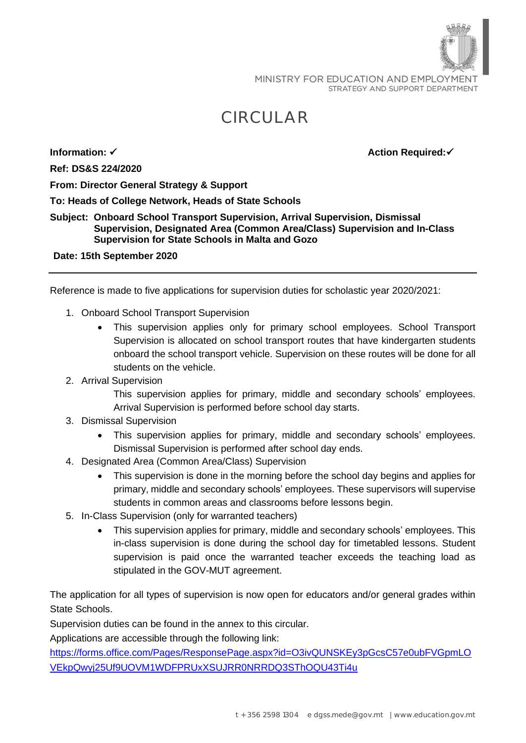MINISTRY FOR EDUCATION AND EMPLOYMENT
STRATEGY AND SUPPORT DEPARTMENT

# CIRCULAR

**Information:** ✓ **Action Required:**✓

**Ref: DS&S 224/2020**

**From: Director General Strategy & Support**

**To: Heads of College Network, Heads of State Schools**

**Subject: Onboard School Transport Supervision, Arrival Supervision, Dismissal Supervision, Designated Area (Common Area/Class) Supervision and In-Class Supervision for State Schools in Malta and Gozo**

**Date: 15th September 2020**

---

Reference is made to five applications for supervision duties for scholastic year 2020/2021:

1. Onboard School Transport Supervision
   - This supervision applies only for primary school employees. School Transport Supervision is allocated on school transport routes that have kindergarten students onboard the school transport vehicle. Supervision on these routes will be done for all students on the vehicle.
2. Arrival Supervision

   This supervision applies for primary, middle and secondary schools' employees. Arrival Supervision is performed before school day starts.
3. Dismissal Supervision
   - This supervision applies for primary, middle and secondary schools' employees. Dismissal Supervision is performed after school day ends.
4. Designated Area (Common Area/Class) Supervision
   - This supervision is done in the morning before the school day begins and applies for primary, middle and secondary schools' employees. These supervisors will supervise students in common areas and classrooms before lessons begin.
5. In-Class Supervision (only for warranted teachers)
   - This supervision applies for primary, middle and secondary schools' employees. This in-class supervision is done during the school day for timetabled lessons. Student supervision is paid once the warranted teacher exceeds the teaching load as stipulated in the GOV-MUT agreement.

The application for all types of supervision is now open for educators and/or general grades within State Schools.

Supervision duties can be found in the annex to this circular.

Applications are accessible through the following link:

https://forms.office.com/Pages/ResponsePage.aspx?id=O3ivQUNSKEy3pGcsC57e0ubFVGpmLOVEkpQwyj25Uf9UOVM1WDFPRUxXSUJRR0NRRDQ3SThOQU43Ti4u

t +356 2598 1304 e dgss.mede@gov.mt | www.education.gov.mt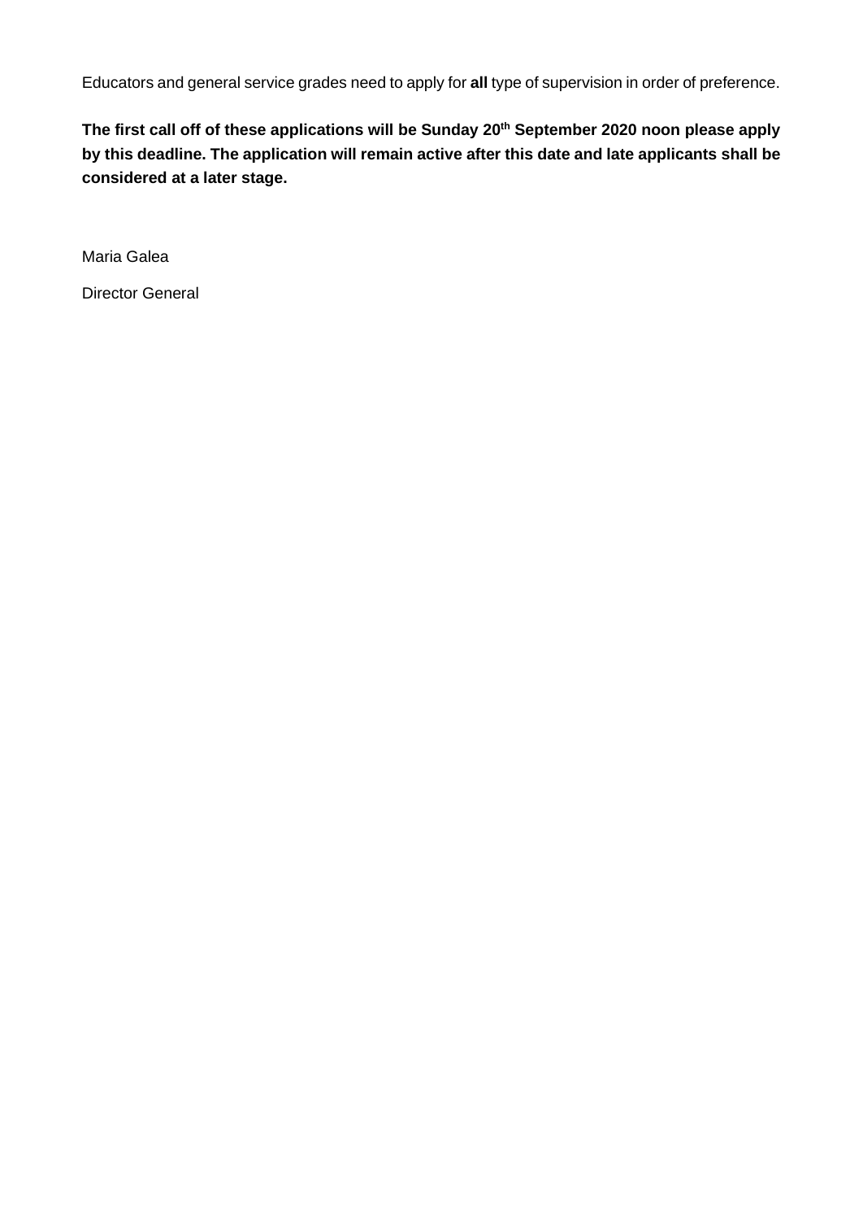Educators and general service grades need to apply for **all** type of supervision in order of preference.

**The first call off of these applications will be Sunday 20th September 2020 noon please apply by this deadline. The application will remain active after this date and late applicants shall be considered at a later stage.**

Maria Galea

Director General